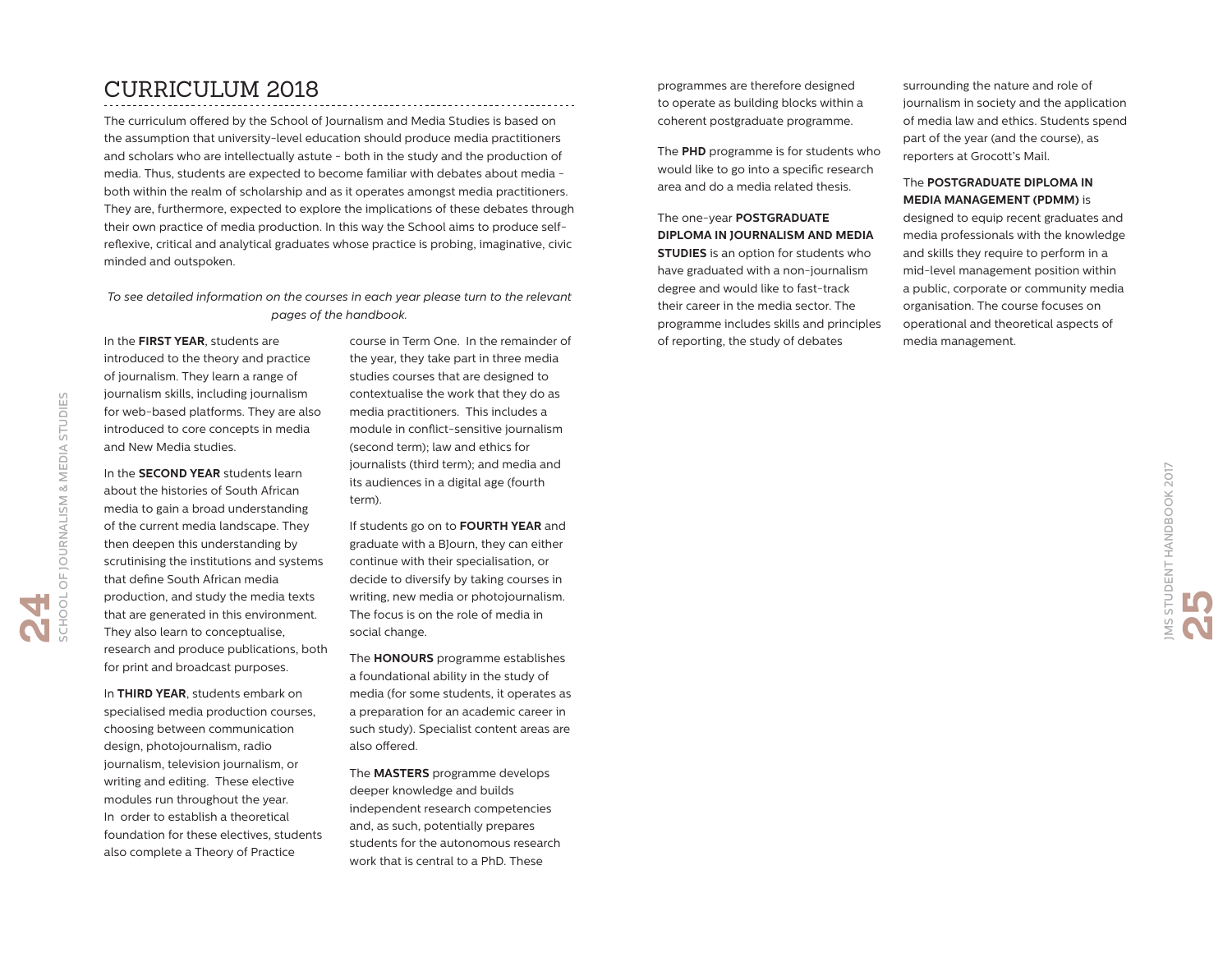# CURRICULUM 2018

The curriculum offered by the School of Journalism and Media Studies is based on the assumption that university-level education should produce media practitioners and scholars who are intellectually astute - both in the study and the production of media. Thus, students are expected to become familiar with debates about media - both within the realm of scholarship and as it operates amongst media practitioners. They are, furthermore, expected to explore the implications of these debates through their own practice of media production. In this way the School aims to produce self-reflexive, critical and analytical graduates whose practice is probing, imaginative, civic minded and outspoken.

*To see detailed information on the courses in each year please turn to the relevant pages of the handbook.*

In the **FIRST YEAR**, students are introduced to the theory and practice of journalism. They learn a range of journalism skills, including journalism for web-based platforms. They are also introduced to core concepts in media and New Media studies.

In the **SECOND YEAR** students learn about the histories of South African media to gain a broad understanding of the current media landscape. They then deepen this understanding by scrutinising the institutions and systems that define South African media production, and study the media texts that are generated in this environment. They also learn to conceptualise, research and produce publications, both for print and broadcast purposes.

In **THIRD YEAR**, students embark on specialised media production courses, choosing between communication design, photojournalism, radio journalism, television journalism, or writing and editing. These elective modules run throughout the year. In order to establish a theoretical foundation for these electives, students also complete a Theory of Practice course in Term One. In the remainder of the year, they take part in three media studies courses that are designed to contextualise the work that they do as media practitioners. This includes a module in conflict-sensitive journalism (second term); law and ethics for journalists (third term); and media and its audiences in a digital age (fourth term).

If students go on to **FOURTH YEAR** and graduate with a BJourn, they can either continue with their specialisation, or decide to diversify by taking courses in writing, new media or photojournalism. The focus is on the role of media in social change.

The **HONOURS** programme establishes a foundational ability in the study of media (for some students, it operates as a preparation for an academic career in such study). Specialist content areas are also offered.

The **MASTERS** programme develops deeper knowledge and builds independent research competencies and, as such, potentially prepares students for the autonomous research work that is central to a PhD. These programmes are therefore designed to operate as building blocks within a coherent postgraduate programme.

The **PHD** programme is for students who would like to go into a specific research area and do a media related thesis.

The one-year **POSTGRADUATE DIPLOMA IN JOURNALISM AND MEDIA STUDIES** is an option for students who have graduated with a non-journalism degree and would like to fast-track their career in the media sector. The programme includes skills and principles of reporting, the study of debates surrounding the nature and role of journalism in society and the application of media law and ethics. Students spend part of the year (and the course), as reporters at Grocott's Mail.

The **POSTGRADUATE DIPLOMA IN MEDIA MANAGEMENT (PDMM)** is designed to equip recent graduates and media professionals with the knowledge and skills they require to perform in a mid-level management position within a public, corporate or community media organisation. The course focuses on operational and theoretical aspects of media management.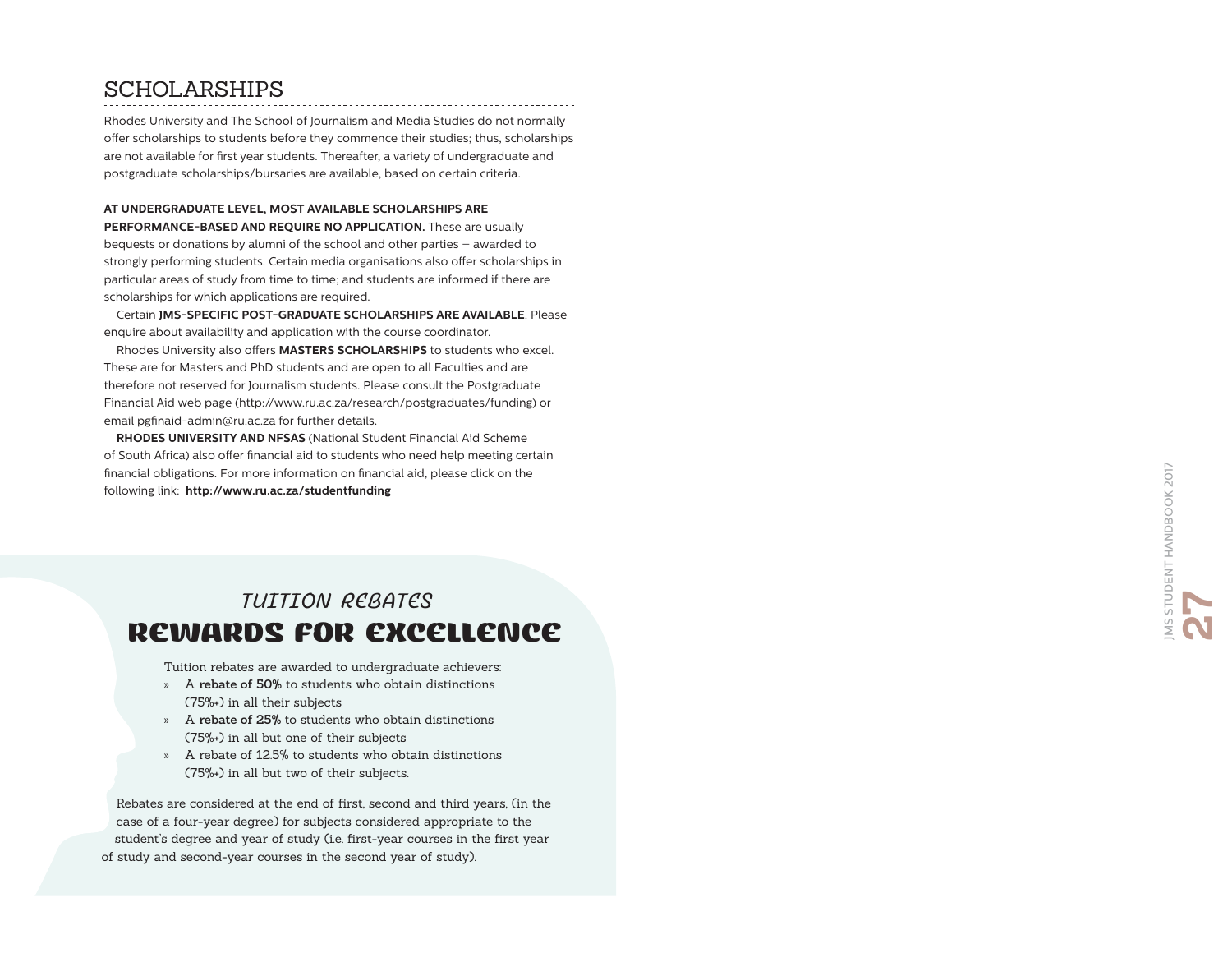## SCHOLARSHIPS

Rhodes University and The School of Journalism and Media Studies do not normally offer scholarships to students before they commence their studies; thus, scholarships are not available for first year students. Thereafter, a variety of undergraduate and postgraduate scholarships/bursaries are available, based on certain criteria.

**AT UNDERGRADUATE LEVEL, MOST AVAILABLE SCHOLARSHIPS ARE PERFORMANCE-BASED AND REQUIRE NO APPLICATION.** These are usually bequests or donations by alumni of the school and other parties – awarded to strongly performing students. Certain media organisations also offer scholarships in particular areas of study from time to time; and students are informed if there are scholarships for which applications are required.

Certain **JMS-SPECIFIC POST-GRADUATE SCHOLARSHIPS ARE AVAILABLE**. Please enquire about availability and application with the course coordinator.

Rhodes University also offers **MASTERS SCHOLARSHIPS** to students who excel. These are for Masters and PhD students and are open to all Faculties and are therefore not reserved for Journalism students. Please consult the Postgraduate Financial Aid web page (http://www.ru.ac.za/research/postgraduates/funding) or email pgfinaid-admin@ru.ac.za for further details.

**RHODES UNIVERSITY AND NFSAS** (National Student Financial Aid Scheme of South Africa) also offer financial aid to students who need help meeting certain financial obligations. For more information on financial aid, please click on the following link: **http://www.ru.ac.za/studentfunding**

## *TUITION REBATES*
## REWARDS FOR EXCELLENCE

Tuition rebates are awarded to undergraduate achievers:

- A **rebate of 50%** to students who obtain distinctions (75%+) in all their subjects
- A **rebate of 25%** to students who obtain distinctions (75%+) in all but one of their subjects
- A rebate of 12.5% to students who obtain distinctions (75%+) in all but two of their subjects.

Rebates are considered at the end of first, second and third years, (in the case of a four-year degree) for subjects considered appropriate to the student's degree and year of study (i.e. first-year courses in the first year of study and second-year courses in the second year of study).